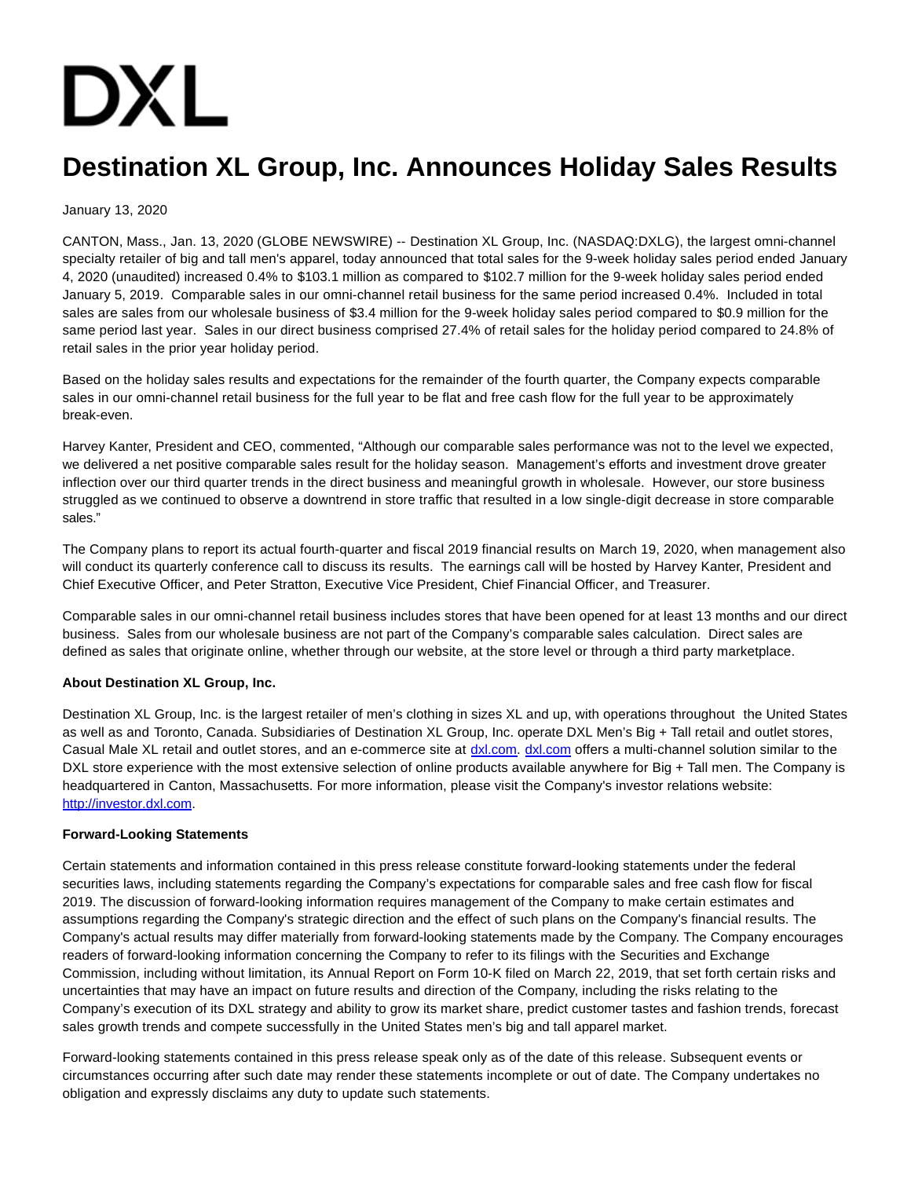DXL

# Destination XL Group, Inc. Announces Holiday Sales Results

January 13, 2020

CANTON, Mass., Jan. 13, 2020 (GLOBE NEWSWIRE) -- Destination XL Group, Inc. (NASDAQ:DXLG), the largest omni-channel specialty retailer of big and tall men's apparel, today announced that total sales for the 9-week holiday sales period ended January 4, 2020 (unaudited) increased 0.4% to $103.1 million as compared to $102.7 million for the 9-week holiday sales period ended January 5, 2019. Comparable sales in our omni-channel retail business for the same period increased 0.4%. Included in total sales are sales from our wholesale business of $3.4 million for the 9-week holiday sales period compared to $0.9 million for the same period last year. Sales in our direct business comprised 27.4% of retail sales for the holiday period compared to 24.8% of retail sales in the prior year holiday period.

Based on the holiday sales results and expectations for the remainder of the fourth quarter, the Company expects comparable sales in our omni-channel retail business for the full year to be flat and free cash flow for the full year to be approximately break-even.

Harvey Kanter, President and CEO, commented, "Although our comparable sales performance was not to the level we expected, we delivered a net positive comparable sales result for the holiday season. Management's efforts and investment drove greater inflection over our third quarter trends in the direct business and meaningful growth in wholesale. However, our store business struggled as we continued to observe a downtrend in store traffic that resulted in a low single-digit decrease in store comparable sales."

The Company plans to report its actual fourth-quarter and fiscal 2019 financial results on March 19, 2020, when management also will conduct its quarterly conference call to discuss its results. The earnings call will be hosted by Harvey Kanter, President and Chief Executive Officer, and Peter Stratton, Executive Vice President, Chief Financial Officer, and Treasurer.

Comparable sales in our omni-channel retail business includes stores that have been opened for at least 13 months and our direct business. Sales from our wholesale business are not part of the Company's comparable sales calculation. Direct sales are defined as sales that originate online, whether through our website, at the store level or through a third party marketplace.

**About Destination XL Group, Inc.**

Destination XL Group, Inc. is the largest retailer of men's clothing in sizes XL and up, with operations throughout the United States as well as and Toronto, Canada. Subsidiaries of Destination XL Group, Inc. operate DXL Men's Big + Tall retail and outlet stores, Casual Male XL retail and outlet stores, and an e-commerce site at dxl.com. dxl.com offers a multi-channel solution similar to the DXL store experience with the most extensive selection of online products available anywhere for Big + Tall men. The Company is headquartered in Canton, Massachusetts. For more information, please visit the Company's investor relations website: http://investor.dxl.com.

**Forward-Looking Statements**

Certain statements and information contained in this press release constitute forward-looking statements under the federal securities laws, including statements regarding the Company's expectations for comparable sales and free cash flow for fiscal 2019. The discussion of forward-looking information requires management of the Company to make certain estimates and assumptions regarding the Company's strategic direction and the effect of such plans on the Company's financial results. The Company's actual results may differ materially from forward-looking statements made by the Company. The Company encourages readers of forward-looking information concerning the Company to refer to its filings with the Securities and Exchange Commission, including without limitation, its Annual Report on Form 10-K filed on March 22, 2019, that set forth certain risks and uncertainties that may have an impact on future results and direction of the Company, including the risks relating to the Company's execution of its DXL strategy and ability to grow its market share, predict customer tastes and fashion trends, forecast sales growth trends and compete successfully in the United States men's big and tall apparel market.

Forward-looking statements contained in this press release speak only as of the date of this release. Subsequent events or circumstances occurring after such date may render these statements incomplete or out of date. The Company undertakes no obligation and expressly disclaims any duty to update such statements.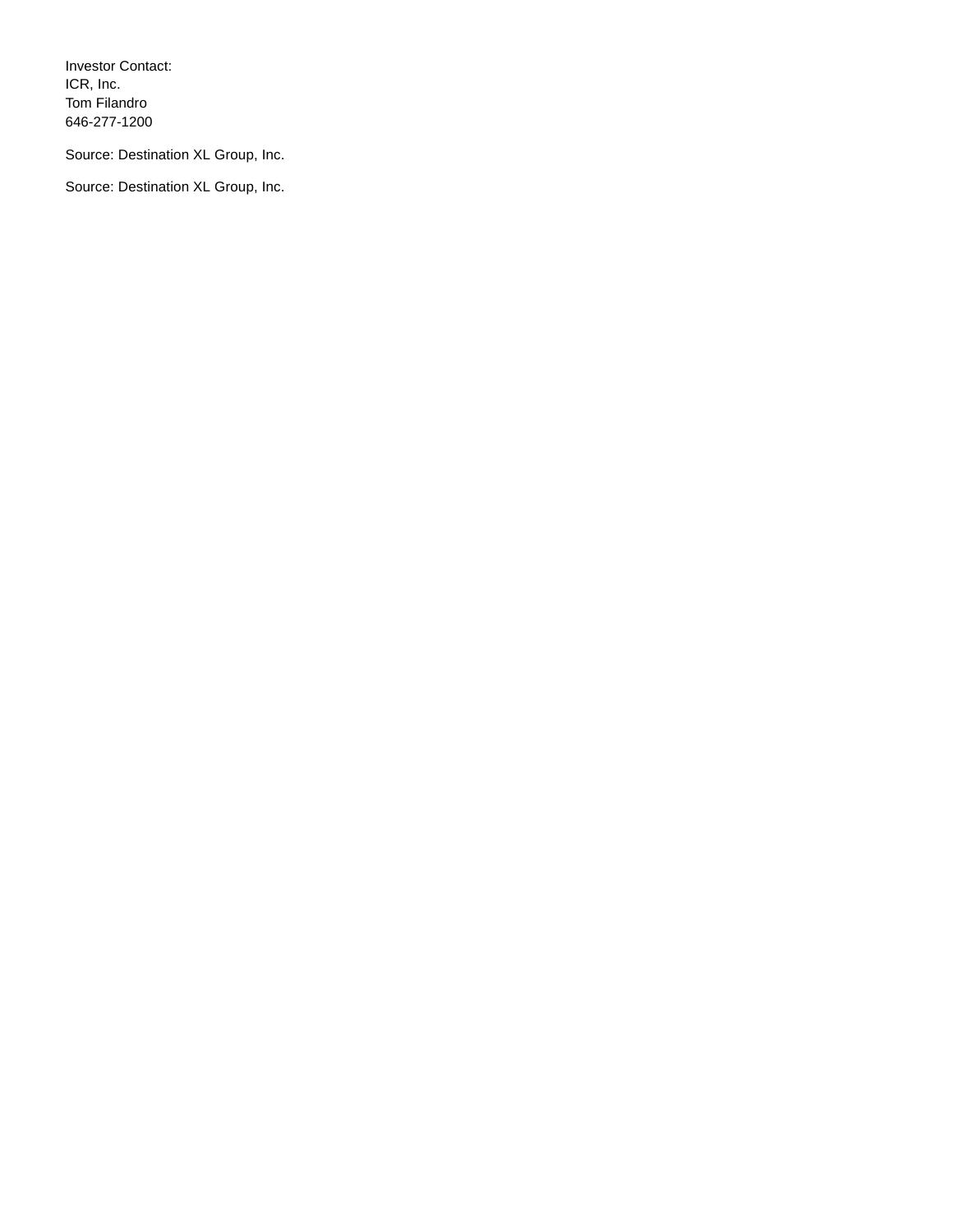Investor Contact:
ICR, Inc.
Tom Filandro
646-277-1200

Source: Destination XL Group, Inc.

Source: Destination XL Group, Inc.